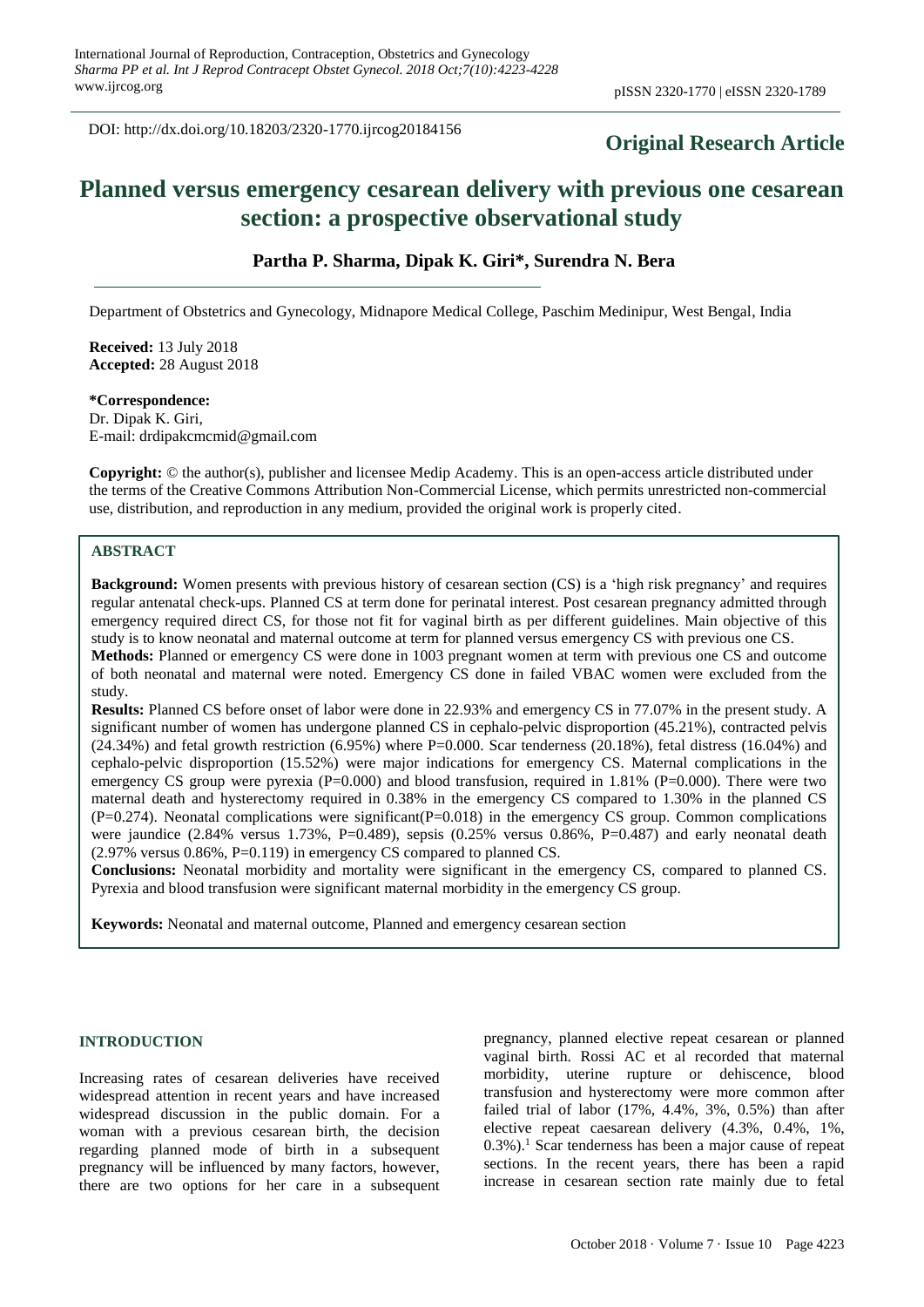DOI: http://dx.doi.org/10.18203/2320-1770.ijrcog20184156

**Original Research Article**

# Planned versus emergency cesarean delivery with previous one cesarean section: a prospective observational study

**Partha P. Sharma, Dipak K. Giri*, Surendra N. Bera**

Department of Obstetrics and Gynecology, Midnapore Medical College, Paschim Medinipur, West Bengal, India

**Received:** 13 July 2018
**Accepted:** 28 August 2018

**\*Correspondence:**
Dr. Dipak K. Giri,
E-mail: drdipakcmcmid@gmail.com

**Copyright:** © the author(s), publisher and licensee Medip Academy. This is an open-access article distributed under the terms of the Creative Commons Attribution Non-Commercial License, which permits unrestricted non-commercial use, distribution, and reproduction in any medium, provided the original work is properly cited.

## ABSTRACT

**Background:** Women presents with previous history of cesarean section (CS) is a 'high risk pregnancy' and requires regular antenatal check-ups. Planned CS at term done for perinatal interest. Post cesarean pregnancy admitted through emergency required direct CS, for those not fit for vaginal birth as per different guidelines. Main objective of this study is to know neonatal and maternal outcome at term for planned versus emergency CS with previous one CS.

**Methods:** Planned or emergency CS were done in 1003 pregnant women at term with previous one CS and outcome of both neonatal and maternal were noted. Emergency CS done in failed VBAC women were excluded from the study.

**Results:** Planned CS before onset of labor were done in 22.93% and emergency CS in 77.07% in the present study. A significant number of women has undergone planned CS in cephalo-pelvic disproportion (45.21%), contracted pelvis (24.34%) and fetal growth restriction (6.95%) where P=0.000. Scar tenderness (20.18%), fetal distress (16.04%) and cephalo-pelvic disproportion (15.52%) were major indications for emergency CS. Maternal complications in the emergency CS group were pyrexia (P=0.000) and blood transfusion, required in 1.81% (P=0.000). There were two maternal death and hysterectomy required in 0.38% in the emergency CS compared to 1.30% in the planned CS (P=0.274). Neonatal complications were significant(P=0.018) in the emergency CS group. Common complications were jaundice (2.84% versus 1.73%, P=0.489), sepsis (0.25% versus 0.86%, P=0.487) and early neonatal death (2.97% versus 0.86%, P=0.119) in emergency CS compared to planned CS.

**Conclusions:** Neonatal morbidity and mortality were significant in the emergency CS, compared to planned CS. Pyrexia and blood transfusion were significant maternal morbidity in the emergency CS group.

**Keywords:** Neonatal and maternal outcome, Planned and emergency cesarean section

## INTRODUCTION

Increasing rates of cesarean deliveries have received widespread attention in recent years and have increased widespread discussion in the public domain. For a woman with a previous cesarean birth, the decision regarding planned mode of birth in a subsequent pregnancy will be influenced by many factors, however, there are two options for her care in a subsequent pregnancy, planned elective repeat cesarean or planned vaginal birth. Rossi AC et al recorded that maternal morbidity, uterine rupture or dehiscence, blood transfusion and hysterectomy were more common after failed trial of labor (17%, 4.4%, 3%, 0.5%) than after elective repeat caesarean delivery (4.3%, 0.4%, 1%, 0.3%).[1] Scar tenderness has been a major cause of repeat sections. In the recent years, there has been a rapid increase in cesarean section rate mainly due to fetal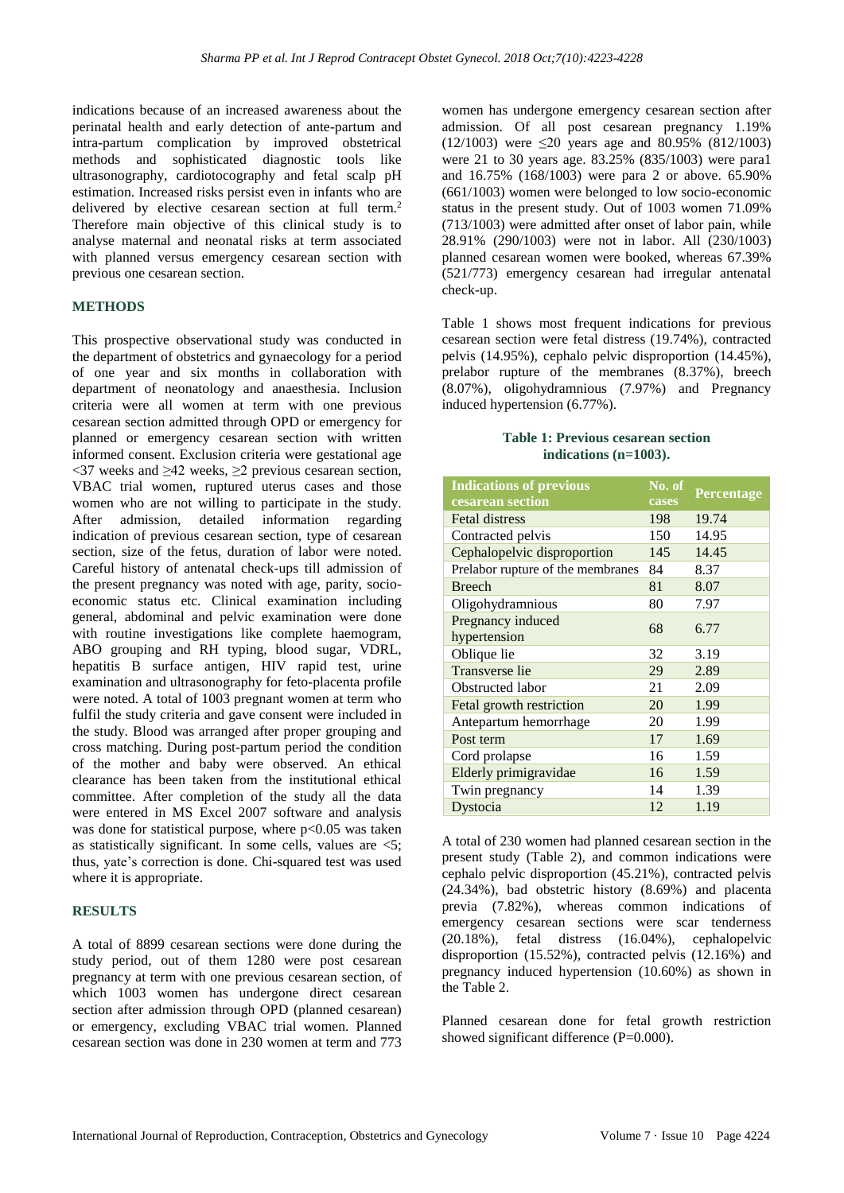indications because of an increased awareness about the perinatal health and early detection of ante-partum and intra-partum complication by improved obstetrical methods and sophisticated diagnostic tools like ultrasonography, cardiotocography and fetal scalp pH estimation. Increased risks persist even in infants who are delivered by elective cesarean section at full term.[2] Therefore main objective of this clinical study is to analyse maternal and neonatal risks at term associated with planned versus emergency cesarean section with previous one cesarean section.

## METHODS

This prospective observational study was conducted in the department of obstetrics and gynaecology for a period of one year and six months in collaboration with department of neonatology and anaesthesia. Inclusion criteria were all women at term with one previous cesarean section admitted through OPD or emergency for planned or emergency cesarean section with written informed consent. Exclusion criteria were gestational age <37 weeks and ≥42 weeks, ≥2 previous cesarean section, VBAC trial women, ruptured uterus cases and those women who are not willing to participate in the study. After admission, detailed information regarding indication of previous cesarean section, type of cesarean section, size of the fetus, duration of labor were noted. Careful history of antenatal check-ups till admission of the present pregnancy was noted with age, parity, socio-economic status etc. Clinical examination including general, abdominal and pelvic examination were done with routine investigations like complete haemogram, ABO grouping and RH typing, blood sugar, VDRL, hepatitis B surface antigen, HIV rapid test, urine examination and ultrasonography for feto-placenta profile were noted. A total of 1003 pregnant women at term who fulfil the study criteria and gave consent were included in the study. Blood was arranged after proper grouping and cross matching. During post-partum period the condition of the mother and baby were observed. An ethical clearance has been taken from the institutional ethical committee. After completion of the study all the data were entered in MS Excel 2007 software and analysis was done for statistical purpose, where $p<0.05$ was taken as statistically significant. In some cells, values are <5; thus, yate's correction is done. Chi-squared test was used where it is appropriate.

## RESULTS

A total of 8899 cesarean sections were done during the study period, out of them 1280 were post cesarean pregnancy at term with one previous cesarean section, of which 1003 women has undergone direct cesarean section after admission through OPD (planned cesarean) or emergency, excluding VBAC trial women. Planned cesarean section was done in 230 women at term and 773 women has undergone emergency cesarean section after admission. Of all post cesarean pregnancy 1.19% (12/1003) were ≤20 years age and 80.95% (812/1003) were 21 to 30 years age. 83.25% (835/1003) were para1 and 16.75% (168/1003) were para 2 or above. 65.90% (661/1003) women were belonged to low socio-economic status in the present study. Out of 1003 women 71.09% (713/1003) were admitted after onset of labor pain, while 28.91% (290/1003) were not in labor. All (230/1003) planned cesarean women were booked, whereas 67.39% (521/773) emergency cesarean had irregular antenatal check-up.

Table 1 shows most frequent indications for previous cesarean section were fetal distress (19.74%), contracted pelvis (14.95%), cephalo pelvic disproportion (14.45%), prelabor rupture of the membranes (8.37%), breech (8.07%), oligohydramnious (7.97%) and Pregnancy induced hypertension (6.77%).

**Table 1: Previous cesarean section indications (n=1003).**

| Indications of previous cesarean section | No. of cases | Percentage |
|---|---|---|
| Fetal distress | 198 | 19.74 |
| Contracted pelvis | 150 | 14.95 |
| Cephalopelvic disproportion | 145 | 14.45 |
| Prelabor rupture of the membranes | 84 | 8.37 |
| Breech | 81 | 8.07 |
| Oligohydramnious | 80 | 7.97 |
| Pregnancy induced hypertension | 68 | 6.77 |
| Oblique lie | 32 | 3.19 |
| Transverse lie | 29 | 2.89 |
| Obstructed labor | 21 | 2.09 |
| Fetal growth restriction | 20 | 1.99 |
| Antepartum hemorrhage | 20 | 1.99 |
| Post term | 17 | 1.69 |
| Cord prolapse | 16 | 1.59 |
| Elderly primigravidae | 16 | 1.59 |
| Twin pregnancy | 14 | 1.39 |
| Dystocia | 12 | 1.19 |

A total of 230 women had planned cesarean section in the present study (Table 2), and common indications were cephalo pelvic disproportion (45.21%), contracted pelvis (24.34%), bad obstetric history (8.69%) and placenta previa (7.82%), whereas common indications of emergency cesarean sections were scar tenderness (20.18%), fetal distress (16.04%), cephalopelvic disproportion (15.52%), contracted pelvis (12.16%) and pregnancy induced hypertension (10.60%) as shown in the Table 2.

Planned cesarean done for fetal growth restriction showed significant difference (P=0.000).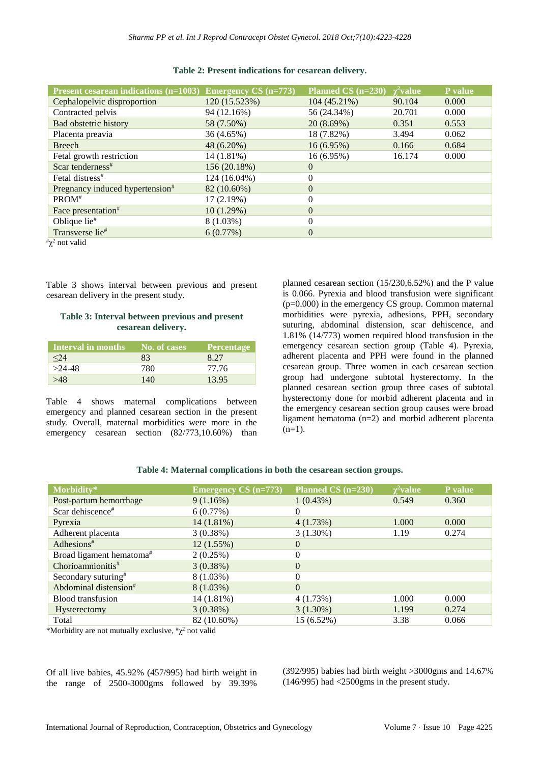**Table 2: Present indications for cesarean delivery.**

| Present cesarean indications (n=1003) | Emergency CS (n=773) | Planned CS (n=230) | $\chi^2$value | P value |
|---|---|---|---|---|
| Cephalopelvic disproportion | 120 (15.523%) | 104 (45.21%) | 90.104 | 0.000 |
| Contracted pelvis | 94 (12.16%) | 56 (24.34%) | 20.701 | 0.000 |
| Bad obstetric history | 58 (7.50%) | 20 (8.69%) | 0.351 | 0.553 |
| Placenta preavia | 36 (4.65%) | 18 (7.82%) | 3.494 | 0.062 |
| Breech | 48 (6.20%) | 16 (6.95%) | 0.166 | 0.684 |
| Fetal growth restriction | 14 (1.81%) | 16 (6.95%) | 16.174 | 0.000 |
| Scar tenderness# | 156 (20.18%) | 0 | | |
| Fetal distress# | 124 (16.04%) | 0 | | |
| Pregnancy induced hypertension# | 82 (10.60%) | 0 | | |
| PROM# | 17 (2.19%) | 0 | | |
| Face presentation# | 10 (1.29%) | 0 | | |
| Oblique lie# | 8 (1.03%) | 0 | | |
| Transverse lie# | 6 (0.77%) | 0 | | |

# $\chi^2$ not valid

Table 3 shows interval between previous and present cesarean delivery in the present study.

**Table 3: Interval between previous and present cesarean delivery.**

| Interval in months | No. of cases | Percentage |
|---|---|---|
| ≤24 | 83 | 8.27 |
| >24-48 | 780 | 77.76 |
| >48 | 140 | 13.95 |

Table 4 shows maternal complications between emergency and planned cesarean section in the present study. Overall, maternal morbidities were more in the emergency cesarean section (82/773,10.60%) than planned cesarean section (15/230,6.52%) and the P value is 0.066. Pyrexia and blood transfusion were significant (p=0.000) in the emergency CS group. Common maternal morbidities were pyrexia, adhesions, PPH, secondary suturing, abdominal distension, scar dehiscence, and 1.81% (14/773) women required blood transfusion in the emergency cesarean section group (Table 4). Pyrexia, adherent placenta and PPH were found in the planned cesarean group. Three women in each cesarean section group had undergone subtotal hysterectomy. In the planned cesarean section group three cases of subtotal hysterectomy done for morbid adherent placenta and in the emergency cesarean section group causes were broad ligament hematoma (n=2) and morbid adherent placenta (n=1).

**Table 4: Maternal complications in both the cesarean section groups.**

| Morbidity* | Emergency CS (n=773) | Planned CS (n=230) | $\chi^2$value | P value |
|---|---|---|---|---|
| Post-partum hemorrhage | 9 (1.16%) | 1 (0.43%) | 0.549 | 0.360 |
| Scar dehiscence# | 6 (0.77%) | 0 | | |
| Pyrexia | 14 (1.81%) | 4 (1.73%) | 1.000 | 0.000 |
| Adherent placenta | 3 (0.38%) | 3 (1.30%) | 1.19 | 0.274 |
| Adhesions# | 12 (1.55%) | 0 | | |
| Broad ligament hematoma# | 2 (0.25%) | 0 | | |
| Chorioamnionitis# | 3 (0.38%) | 0 | | |
| Secondary suturing# | 8 (1.03%) | 0 | | |
| Abdominal distension# | 8 (1.03%) | 0 | | |
| Blood transfusion | 14 (1.81%) | 4 (1.73%) | 1.000 | 0.000 |
| Hysterectomy | 3 (0.38%) | 3 (1.30%) | 1.199 | 0.274 |
| Total | 82 (10.60%) | 15 (6.52%) | 3.38 | 0.066 |

*Morbidity are not mutually exclusive, # $\chi^2$ not valid

Of all live babies, 45.92% (457/995) had birth weight in the range of 2500-3000gms followed by 39.39% (392/995) babies had birth weight >3000gms and 14.67% (146/995) had <2500gms in the present study.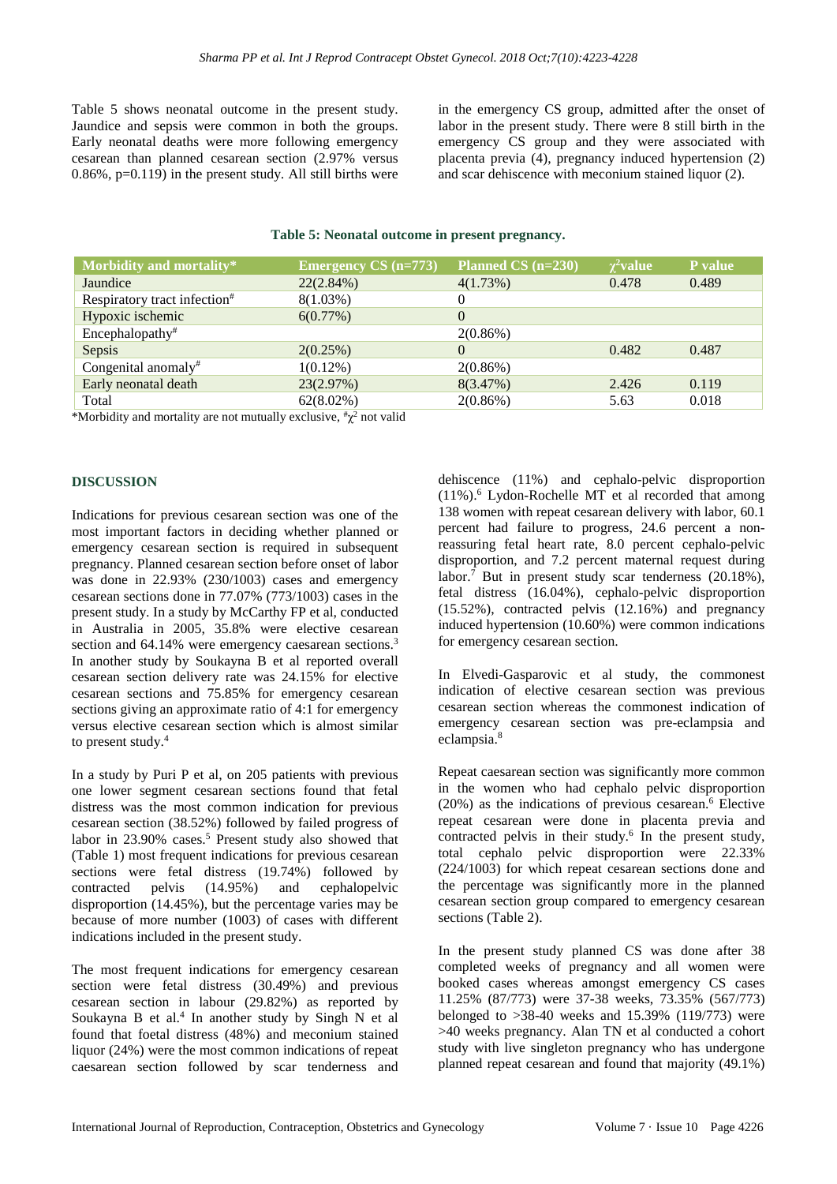Table 5 shows neonatal outcome in the present study. Jaundice and sepsis were common in both the groups. Early neonatal deaths were more following emergency cesarean than planned cesarean section (2.97% versus 0.86%, p=0.119) in the present study. All still births were in the emergency CS group, admitted after the onset of labor in the present study. There were 8 still birth in the emergency CS group and they were associated with placenta previa (4), pregnancy induced hypertension (2) and scar dehiscence with meconium stained liquor (2).

**Table 5: Neonatal outcome in present pregnancy.**

| Morbidity and mortality* | Emergency CS (n=773) | Planned CS (n=230) | $\chi^2$value | P value |
|---|---|---|---|---|
| Jaundice | 22(2.84%) | 4(1.73%) | 0.478 | 0.489 |
| Respiratory tract infection# | 8(1.03%) | 0 | | |
| Hypoxic ischemic | 6(0.77%) | 0 | | |
| Encephalopathy# | | 2(0.86%) | | |
| Sepsis | 2(0.25%) | 0 | 0.482 | 0.487 |
| Congenital anomaly# | 1(0.12%) | 2(0.86%) | | |
| Early neonatal death | 23(2.97%) | 8(3.47%) | 2.426 | 0.119 |
| Total | 62(8.02%) | 2(0.86%) | 5.63 | 0.018 |

*Morbidity and mortality are not mutually exclusive, #$\chi^2$ not valid

## DISCUSSION

Indications for previous cesarean section was one of the most important factors in deciding whether planned or emergency cesarean section is required in subsequent pregnancy. Planned cesarean section before onset of labor was done in 22.93% (230/1003) cases and emergency cesarean sections done in 77.07% (773/1003) cases in the present study. In a study by McCarthy FP et al, conducted in Australia in 2005, 35.8% were elective cesarean section and 64.14% were emergency caesarean sections.[3] In another study by Soukayna B et al reported overall cesarean section delivery rate was 24.15% for elective cesarean sections and 75.85% for emergency cesarean sections giving an approximate ratio of 4:1 for emergency versus elective cesarean section which is almost similar to present study.[4]

In a study by Puri P et al, on 205 patients with previous one lower segment cesarean sections found that fetal distress was the most common indication for previous cesarean section (38.52%) followed by failed progress of labor in 23.90% cases.[5] Present study also showed that (Table 1) most frequent indications for previous cesarean sections were fetal distress (19.74%) followed by contracted pelvis (14.95%) and cephalopelvic disproportion (14.45%), but the percentage varies may be because of more number (1003) of cases with different indications included in the present study.

The most frequent indications for emergency cesarean section were fetal distress (30.49%) and previous cesarean section in labour (29.82%) as reported by Soukayna B et al.[4] In another study by Singh N et al found that foetal distress (48%) and meconium stained liquor (24%) were the most common indications of repeat caesarean section followed by scar tenderness and dehiscence (11%) and cephalo-pelvic disproportion (11%).[6] Lydon-Rochelle MT et al recorded that among 138 women with repeat cesarean delivery with labor, 60.1 percent had failure to progress, 24.6 percent a non-reassuring fetal heart rate, 8.0 percent cephalo-pelvic disproportion, and 7.2 percent maternal request during labor.[7] But in present study scar tenderness (20.18%), fetal distress (16.04%), cephalo-pelvic disproportion (15.52%), contracted pelvis (12.16%) and pregnancy induced hypertension (10.60%) were common indications for emergency cesarean section.

In Elvedi-Gasparovic et al study, the commonest indication of elective cesarean section was previous cesarean section whereas the commonest indication of emergency cesarean section was pre-eclampsia and eclampsia.[8]

Repeat caesarean section was significantly more common in the women who had cephalo pelvic disproportion (20%) as the indications of previous cesarean.[6] Elective repeat cesarean were done in placenta previa and contracted pelvis in their study.[6] In the present study, total cephalo pelvic disproportion were 22.33% (224/1003) for which repeat cesarean sections done and the percentage was significantly more in the planned cesarean section group compared to emergency cesarean sections (Table 2).

In the present study planned CS was done after 38 completed weeks of pregnancy and all women were booked cases whereas amongst emergency CS cases 11.25% (87/773) were 37-38 weeks, 73.35% (567/773) belonged to >38-40 weeks and 15.39% (119/773) were >40 weeks pregnancy. Alan TN et al conducted a cohort study with live singleton pregnancy who has undergone planned repeat cesarean and found that majority (49.1%)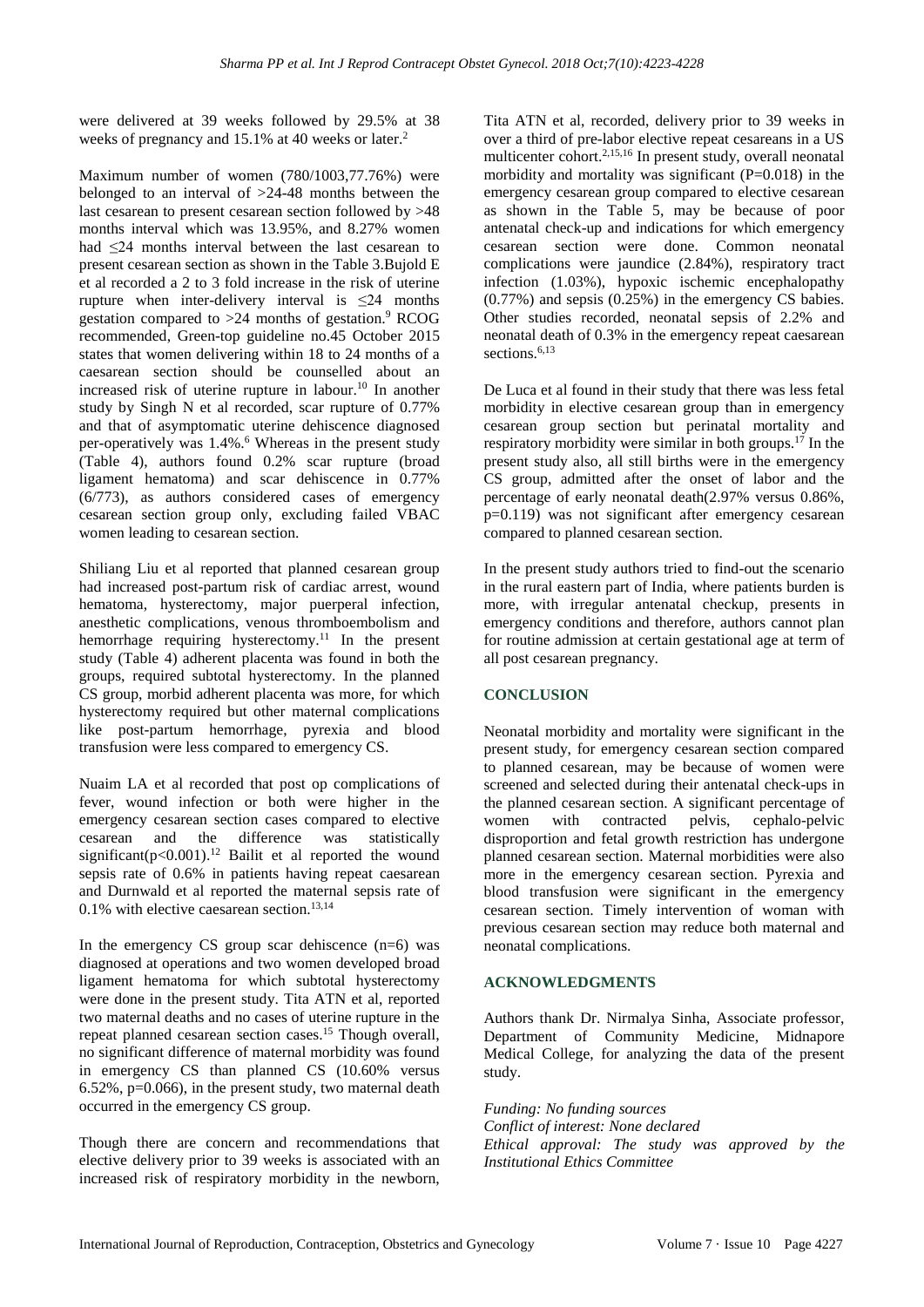were delivered at 39 weeks followed by 29.5% at 38 weeks of pregnancy and 15.1% at 40 weeks or later.[2]

Maximum number of women (780/1003,77.76%) were belonged to an interval of >24-48 months between the last cesarean to present cesarean section followed by >48 months interval which was 13.95%, and 8.27% women had ≤24 months interval between the last cesarean to present cesarean section as shown in the Table 3.Bujold E et al recorded a 2 to 3 fold increase in the risk of uterine rupture when inter-delivery interval is ≤24 months gestation compared to >24 months of gestation.[9] RCOG recommended, Green-top guideline no.45 October 2015 states that women delivering within 18 to 24 months of a caesarean section should be counselled about an increased risk of uterine rupture in labour.[10] In another study by Singh N et al recorded, scar rupture of 0.77% and that of asymptomatic uterine dehiscence diagnosed per-operatively was 1.4%.[6] Whereas in the present study (Table 4), authors found 0.2% scar rupture (broad ligament hematoma) and scar dehiscence in 0.77% (6/773), as authors considered cases of emergency cesarean section group only, excluding failed VBAC women leading to cesarean section.

Shiliang Liu et al reported that planned cesarean group had increased post-partum risk of cardiac arrest, wound hematoma, hysterectomy, major puerperal infection, anesthetic complications, venous thromboembolism and hemorrhage requiring hysterectomy.[11] In the present study (Table 4) adherent placenta was found in both the groups, required subtotal hysterectomy. In the planned CS group, morbid adherent placenta was more, for which hysterectomy required but other maternal complications like post-partum hemorrhage, pyrexia and blood transfusion were less compared to emergency CS.

Nuaim LA et al recorded that post op complications of fever, wound infection or both were higher in the emergency cesarean section cases compared to elective cesarean and the difference was statistically significant($p<0.001$).[12] Bailit et al reported the wound sepsis rate of 0.6% in patients having repeat caesarean and Durnwald et al reported the maternal sepsis rate of 0.1% with elective caesarean section.[13,14]

In the emergency CS group scar dehiscence (n=6) was diagnosed at operations and two women developed broad ligament hematoma for which subtotal hysterectomy were done in the present study. Tita ATN et al, reported two maternal deaths and no cases of uterine rupture in the repeat planned cesarean section cases.[15] Though overall, no significant difference of maternal morbidity was found in emergency CS than planned CS (10.60% versus 6.52%, p=0.066), in the present study, two maternal death occurred in the emergency CS group.

Though there are concern and recommendations that elective delivery prior to 39 weeks is associated with an increased risk of respiratory morbidity in the newborn, Tita ATN et al, recorded, delivery prior to 39 weeks in over a third of pre-labor elective repeat cesareans in a US multicenter cohort.[2,15,16] In present study, overall neonatal morbidity and mortality was significant (P=0.018) in the emergency cesarean group compared to elective cesarean as shown in the Table 5, may be because of poor antenatal check-up and indications for which emergency cesarean section were done. Common neonatal complications were jaundice (2.84%), respiratory tract infection (1.03%), hypoxic ischemic encephalopathy (0.77%) and sepsis (0.25%) in the emergency CS babies. Other studies recorded, neonatal sepsis of 2.2% and neonatal death of 0.3% in the emergency repeat caesarean sections.[6,13]

De Luca et al found in their study that there was less fetal morbidity in elective cesarean group than in emergency cesarean group section but perinatal mortality and respiratory morbidity were similar in both groups.[17] In the present study also, all still births were in the emergency CS group, admitted after the onset of labor and the percentage of early neonatal death(2.97% versus 0.86%, p=0.119) was not significant after emergency cesarean compared to planned cesarean section.

In the present study authors tried to find-out the scenario in the rural eastern part of India, where patients burden is more, with irregular antenatal checkup, presents in emergency conditions and therefore, authors cannot plan for routine admission at certain gestational age at term of all post cesarean pregnancy.

## CONCLUSION

Neonatal morbidity and mortality were significant in the present study, for emergency cesarean section compared to planned cesarean, may be because of women were screened and selected during their antenatal check-ups in the planned cesarean section. A significant percentage of women with contracted pelvis, cephalo-pelvic disproportion and fetal growth restriction has undergone planned cesarean section. Maternal morbidities were also more in the emergency cesarean section. Pyrexia and blood transfusion were significant in the emergency cesarean section. Timely intervention of woman with previous cesarean section may reduce both maternal and neonatal complications.

## ACKNOWLEDGMENTS

Authors thank Dr. Nirmalya Sinha, Associate professor, Department of Community Medicine, Midnapore Medical College, for analyzing the data of the present study.

*Funding: No funding sources*
*Conflict of interest: None declared*
*Ethical approval: The study was approved by the Institutional Ethics Committee*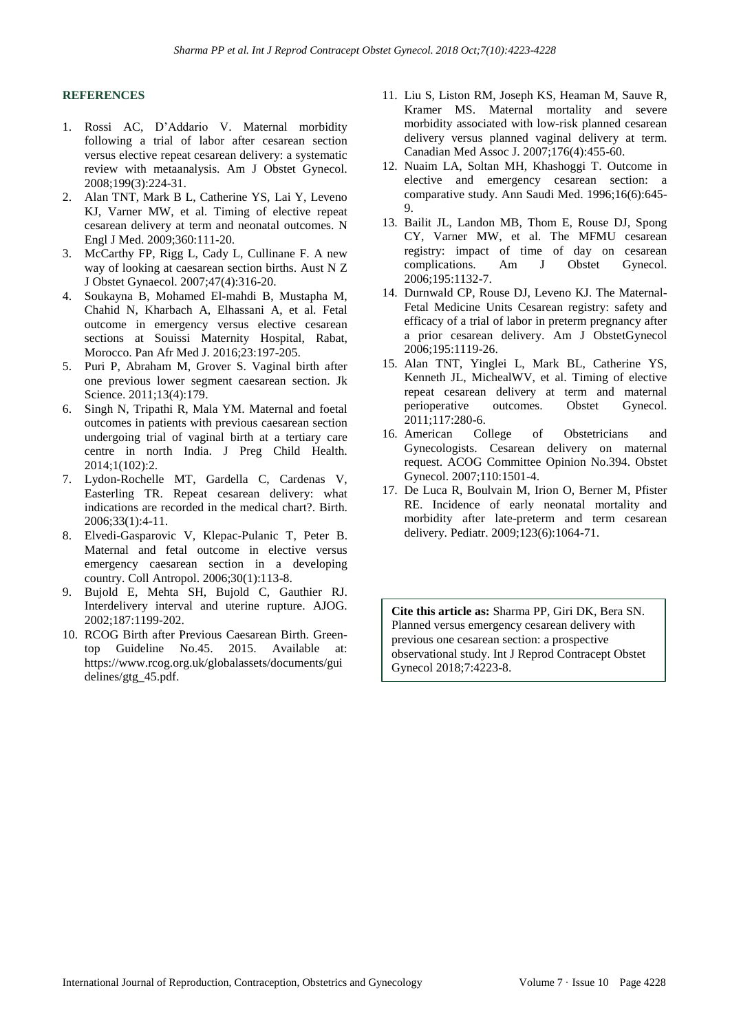## REFERENCES

1. Rossi AC, D'Addario V. Maternal morbidity following a trial of labor after cesarean section versus elective repeat cesarean delivery: a systematic review with metaanalysis. Am J Obstet Gynecol. 2008;199(3):224-31.
2. Alan TNT, Mark B L, Catherine YS, Lai Y, Leveno KJ, Varner MW, et al. Timing of elective repeat cesarean delivery at term and neonatal outcomes. N Engl J Med. 2009;360:111-20.
3. McCarthy FP, Rigg L, Cady L, Cullinane F. A new way of looking at caesarean section births. Aust N Z J Obstet Gynaecol. 2007;47(4):316-20.
4. Soukayna B, Mohamed El-mahdi B, Mustapha M, Chahid N, Kharbach A, Elhassani A, et al. Fetal outcome in emergency versus elective cesarean sections at Souissi Maternity Hospital, Rabat, Morocco. Pan Afr Med J. 2016;23:197-205.
5. Puri P, Abraham M, Grover S. Vaginal birth after one previous lower segment caesarean section. Jk Science. 2011;13(4):179.
6. Singh N, Tripathi R, Mala YM. Maternal and foetal outcomes in patients with previous caesarean section undergoing trial of vaginal birth at a tertiary care centre in north India. J Preg Child Health. 2014;1(102):2.
7. Lydon-Rochelle MT, Gardella C, Cardenas V, Easterling TR. Repeat cesarean delivery: what indications are recorded in the medical chart?. Birth. 2006;33(1):4-11.
8. Elvedi-Gasparovic V, Klepac-Pulanic T, Peter B. Maternal and fetal outcome in elective versus emergency caesarean section in a developing country. Coll Antropol. 2006;30(1):113-8.
9. Bujold E, Mehta SH, Bujold C, Gauthier RJ. Interdelivery interval and uterine rupture. AJOG. 2002;187:1199-202.
10. RCOG Birth after Previous Caesarean Birth. Green-top Guideline No.45. 2015. Available at: https://www.rcog.org.uk/globalassets/documents/guidelines/gtg_45.pdf.
11. Liu S, Liston RM, Joseph KS, Heaman M, Sauve R, Kramer MS. Maternal mortality and severe morbidity associated with low-risk planned cesarean delivery versus planned vaginal delivery at term. Canadian Med Assoc J. 2007;176(4):455-60.
12. Nuaim LA, Soltan MH, Khashoggi T. Outcome in elective and emergency cesarean section: a comparative study. Ann Saudi Med. 1996;16(6):645-9.
13. Bailit JL, Landon MB, Thom E, Rouse DJ, Spong CY, Varner MW, et al. The MFMU cesarean registry: impact of time of day on cesarean complications. Am J Obstet Gynecol. 2006;195:1132-7.
14. Durnwald CP, Rouse DJ, Leveno KJ. The Maternal-Fetal Medicine Units Cesarean registry: safety and efficacy of a trial of labor in preterm pregnancy after a prior cesarean delivery. Am J ObstetGynecol 2006;195:1119-26.
15. Alan TNT, Yinglei L, Mark BL, Catherine YS, Kenneth JL, MichealWV, et al. Timing of elective repeat cesarean delivery at term and maternal perioperative outcomes. Obstet Gynecol. 2011;117:280-6.
16. American College of Obstetricians and Gynecologists. Cesarean delivery on maternal request. ACOG Committee Opinion No.394. Obstet Gynecol. 2007;110:1501-4.
17. De Luca R, Boulvain M, Irion O, Berner M, Pfister RE. Incidence of early neonatal mortality and morbidity after late-preterm and term cesarean delivery. Pediatr. 2009;123(6):1064-71.

**Cite this article as:** Sharma PP, Giri DK, Bera SN. Planned versus emergency cesarean delivery with previous one cesarean section: a prospective observational study. Int J Reprod Contracept Obstet Gynecol 2018;7:4223-8.